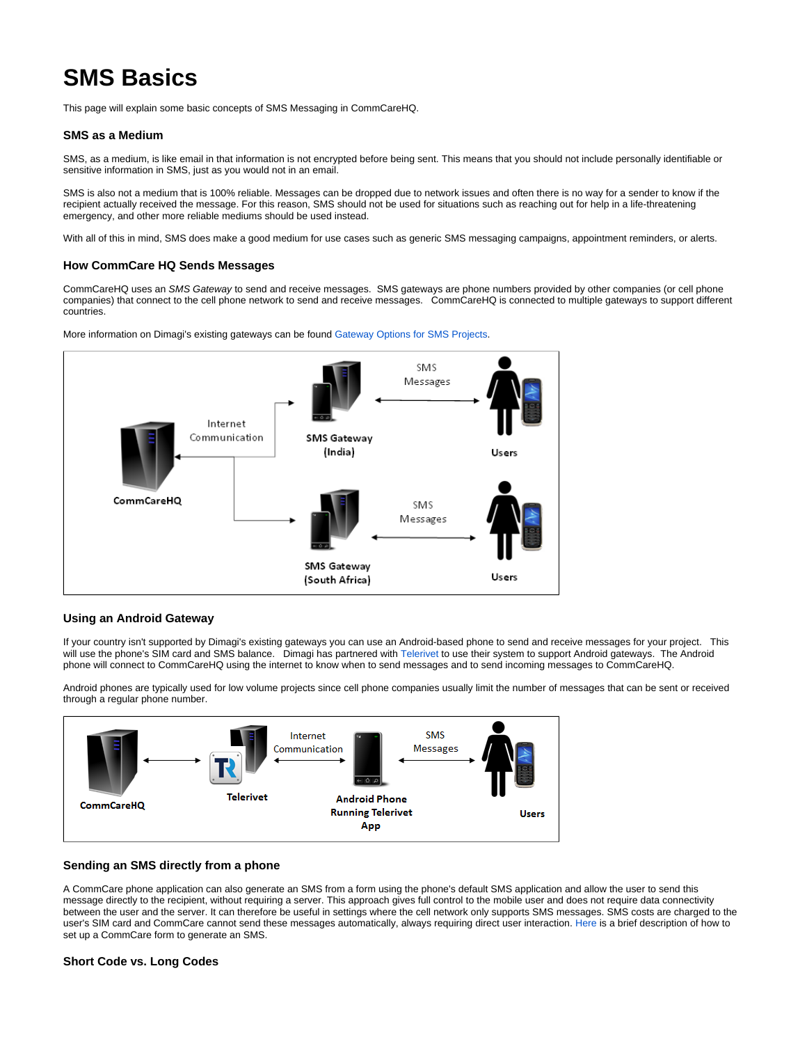# SMS Basics

This page will explain some basic concepts of SMS Messaging in CommCareHQ.

### SMS as a Medium

SMS, as a medium, is like email in that information is not encrypted before being sent. This means that you should not include personally identifiable or sensitive information in SMS, just as you would not in an email.

SMS is also not a medium that is 100% reliable. Messages can be dropped due to network issues and often there is no way for a sender to know if the recipient actually received the message. For this reason, SMS should not be used for situations such as reaching out for help in a life-threatening emergency, and other more reliable mediums should be used instead.

With all of this in mind, SMS does make a good medium for use cases such as generic SMS messaging campaigns, appointment reminders, or alerts.

### How CommCare HQ Sends Messages

CommCareHQ uses an *SMS Gateway* to send and receive messages. SMS gateways are phone numbers provided by other companies (or cell phone companies) that connect to the cell phone network to send and receive messages. CommCareHQ is connected to multiple gateways to support different countries.

More information on Dimagi's existing gateways can be found Gateway Options for SMS Projects.

### Using an Android Gateway

If your country isn't supported by Dimagi's existing gateways you can use an Android-based phone to send and receive messages for your project. This will use the phone's SIM card and SMS balance. Dimagi has partnered with Telerivet to use their system to support Android gateways. The Android phone will connect to CommCareHQ using the internet to know when to send messages and to send incoming messages to CommCareHQ.

Android phones are typically used for low volume projects since cell phone companies usually limit the number of messages that can be sent or received through a regular phone number.

### Sending an SMS directly from a phone

A CommCare phone application can also generate an SMS from a form using the phone's default SMS application and allow the user to send this message directly to the recipient, without requiring a server. This approach gives full control to the mobile user and does not require data connectivity between the user and the server. It can therefore be useful in settings where the cell network only supports SMS messages. SMS costs are charged to the user's SIM card and CommCare cannot send these messages automatically, always requiring direct user interaction. Here is a brief description of how to set up a CommCare form to generate an SMS.

### Short Code vs. Long Codes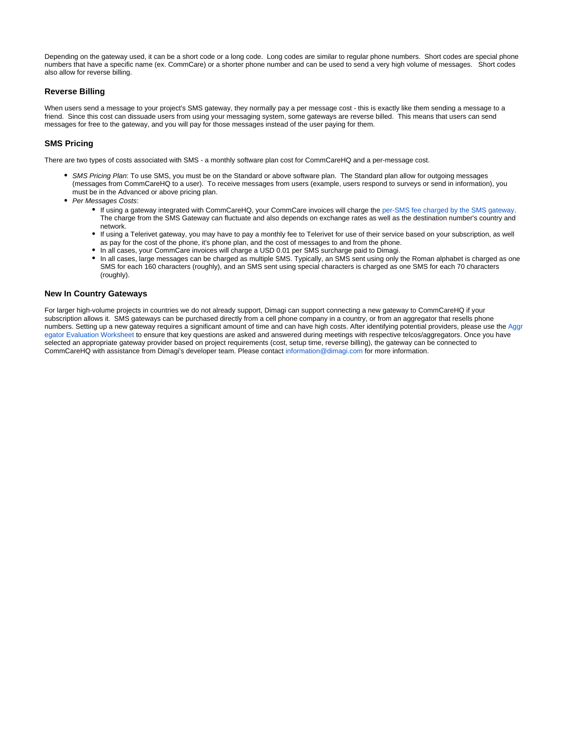Depending on the gateway used, it can be a short code or a long code. Long codes are similar to regular phone numbers. Short codes are special phone numbers that have a specific name (ex. CommCare) or a shorter phone number and can be used to send a very high volume of messages. Short codes also allow for reverse billing.

### Reverse Billing

When users send a message to your project's SMS gateway, they normally pay a per message cost - this is exactly like them sending a message to a friend. Since this cost can dissuade users from using your messaging system, some gateways are reverse billed. This means that users can send messages for free to the gateway, and you will pay for those messages instead of the user paying for them.

### SMS Pricing

There are two types of costs associated with SMS - a monthly software plan cost for CommCareHQ and a per-message cost.

- *SMS Pricing Plan*: To use SMS, you must be on the Standard or above software plan. The Standard plan allow for outgoing messages (messages from CommCareHQ to a user). To receive messages from users (example, users respond to surveys or send in information), you must be in the Advanced or above pricing plan.
- *Per Messages Costs*:
    - If using a gateway integrated with CommCareHQ, your CommCare invoices will charge the per-SMS fee charged by the SMS gateway. The charge from the SMS Gateway can fluctuate and also depends on exchange rates as well as the destination number's country and network.
    - If using a Telerivet gateway, you may have to pay a monthly fee to Telerivet for use of their service based on your subscription, as well as pay for the cost of the phone, it's phone plan, and the cost of messages to and from the phone.
    - In all cases, your CommCare invoices will charge a USD 0.01 per SMS surcharge paid to Dimagi.
    - In all cases, large messages can be charged as multiple SMS. Typically, an SMS sent using only the Roman alphabet is charged as one SMS for each 160 characters (roughly), and an SMS sent using special characters is charged as one SMS for each 70 characters (roughly).

### New In Country Gateways

For larger high-volume projects in countries we do not already support, Dimagi can support connecting a new gateway to CommCareHQ if your subscription allows it. SMS gateways can be purchased directly from a cell phone company in a country, or from an aggregator that resells phone numbers. Setting up a new gateway requires a significant amount of time and can have high costs. After identifying potential providers, please use the Aggregator Evaluation Worksheet to ensure that key questions are asked and answered during meetings with respective telcos/aggregators. Once you have selected an appropriate gateway provider based on project requirements (cost, setup time, reverse billing), the gateway can be connected to CommCareHQ with assistance from Dimagi's developer team. Please contact information@dimagi.com for more information.